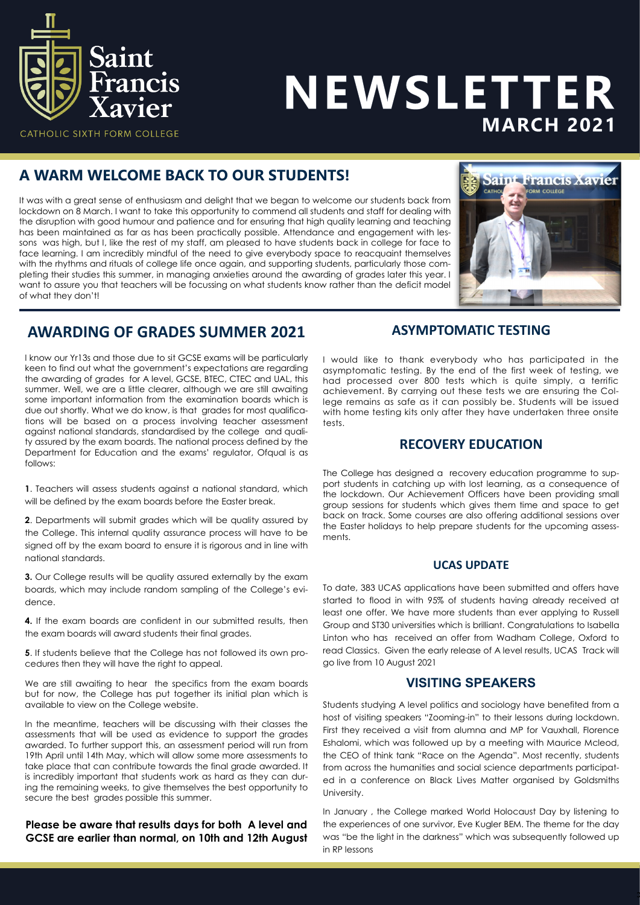Saint Francis Xavier

CATHOLIC SIXTH FORM COLLEGE

# NEWSLETTER

## MARCH 2021

## A WARM WELCOME BACK TO OUR STUDENTS!

It was with a great sense of enthusiasm and delight that we began to welcome our students back from lockdown on 8 March. I want to take this opportunity to commend all students and staff for dealing with the disruption with good humour and patience and for ensuring that high quality learning and teaching has been maintained as far as has been practically possible. Attendance and engagement with lessons was high, but I, like the rest of my staff, am pleased to have students back in college for face to face learning. I am incredibly mindful of the need to give everybody space to reacquaint themselves with the rhythms and rituals of college life once again, and supporting students, particularly those completing their studies this summer, in managing anxieties around the awarding of grades later this year. I want to assure you that teachers will be focussing on what students know rather than the deficit model of what they don't!

## AWARDING OF GRADES SUMMER 2021

I know our Yr13s and those due to sit GCSE exams will be particularly keen to find out what the government's expectations are regarding the awarding of grades for A level, GCSE, BTEC, CTEC and UAL, this summer. Well, we are a little clearer, although we are still awaiting some important information from the examination boards which is due out shortly. What we do know, is that grades for most qualifications will be based on a process involving teacher assessment against national standards, standardised by the college and quality assured by the exam boards. The national process defined by the Department for Education and the exams' regulator, Ofqual is as follows:

**1**. Teachers will assess students against a national standard, which will be defined by the exam boards before the Easter break.

**2**. Departments will submit grades which will be quality assured by the College. This internal quality assurance process will have to be signed off by the exam board to ensure it is rigorous and in line with national standards.

**3.** Our College results will be quality assured externally by the exam boards, which may include random sampling of the College's evidence.

**4.** If the exam boards are confident in our submitted results, then the exam boards will award students their final grades.

**5**. If students believe that the College has not followed its own procedures then they will have the right to appeal.

We are still awaiting to hear the specifics from the exam boards but for now, the College has put together its initial plan which is available to view on the College website.

In the meantime, teachers will be discussing with their classes the assessments that will be used as evidence to support the grades awarded. To further support this, an assessment period will run from 19th April until 14th May, which will allow some more assessments to take place that can contribute towards the final grade awarded. It is incredibly important that students work as hard as they can during the remaining weeks, to give themselves the best opportunity to secure the best grades possible this summer.

**Please be aware that results days for both A level and GCSE are earlier than normal, on 10th and 12th August**

## ASYMPTOMATIC TESTING

I would like to thank everybody who has participated in the asymptomatic testing. By the end of the first week of testing, we had processed over 800 tests which is quite simply, a terrific achievement. By carrying out these tests we are ensuring the College remains as safe as it can possibly be. Students will be issued with home testing kits only after they have undertaken three onsite tests.

## RECOVERY EDUCATION

The College has designed a recovery education programme to support students in catching up with lost learning, as a consequence of the lockdown. Our Achievement Officers have been providing small group sessions for students which gives them time and space to get back on track. Some courses are also offering additional sessions over the Easter holidays to help prepare students for the upcoming assessments.

### UCAS UPDATE

To date, 383 UCAS applications have been submitted and offers have started to flood in with 95% of students having already received at least one offer. We have more students than ever applying to Russell Group and ST30 universities which is brilliant. Congratulations to Isabella Linton who has received an offer from Wadham College, Oxford to read Classics. Given the early release of A level results, UCAS Track will go live from 10 August 2021

## VISITING SPEAKERS

Students studying A level politics and sociology have benefited from a host of visiting speakers "Zooming-in" to their lessons during lockdown. First they received a visit from alumna and MP for Vauxhall, Florence Eshalomi, which was followed up by a meeting with Maurice Mcleod, the CEO of think tank "Race on the Agenda". Most recently, students from across the humanities and social science departments participated in a conference on Black Lives Matter organised by Goldsmiths University.

In January , the College marked World Holocaust Day by listening to the experiences of one survivor, Eve Kugler BEM. The theme for the day was "be the light in the darkness" which was subsequently followed up in RP lessons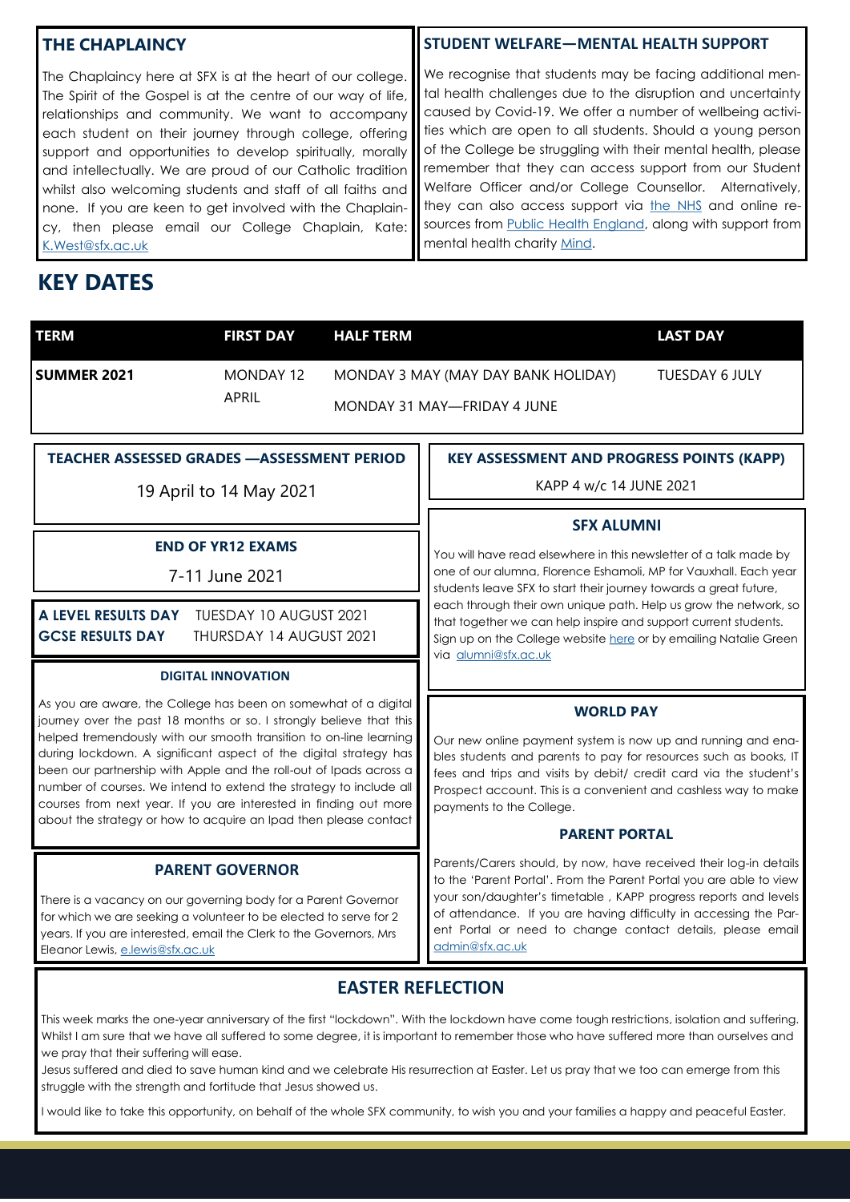## THE CHAPLAINCY

The Chaplaincy here at SFX is at the heart of our college. The Spirit of the Gospel is at the centre of our way of life, relationships and community. We want to accompany each student on their journey through college, offering support and opportunities to develop spiritually, morally and intellectually. We are proud of our Catholic tradition whilst also welcoming students and staff of all faiths and none. If you are keen to get involved with the Chaplaincy, then please email our College Chaplain, Kate: K.West@sfx.ac.uk

## STUDENT WELFARE—MENTAL HEALTH SUPPORT

We recognise that students may be facing additional mental health challenges due to the disruption and uncertainty caused by Covid-19. We offer a number of wellbeing activities which are open to all students. Should a young person of the College be struggling with their mental health, please remember that they can access support from our Student Welfare Officer and/or College Counsellor. Alternatively, they can also access support via the NHS and online resources from Public Health England, along with support from mental health charity Mind.

# KEY DATES

| TERM | FIRST DAY | HALF TERM | LAST DAY |
|---|---|---|---|
| SUMMER 2021 | MONDAY 12 APRIL | MONDAY 3 MAY (MAY DAY BANK HOLIDAY)<br>MONDAY 31 MAY—FRIDAY 4 JUNE | TUESDAY 6 JULY |

### TEACHER ASSESSED GRADES —ASSESSMENT PERIOD

19 April to 14 May 2021

### END OF YR12 EXAMS

7-11 June 2021

**A LEVEL RESULTS DAY** TUESDAY 10 AUGUST 2021
**GCSE RESULTS DAY** THURSDAY 14 AUGUST 2021

### DIGITAL INNOVATION

As you are aware, the College has been on somewhat of a digital journey over the past 18 months or so. I strongly believe that this helped tremendously with our smooth transition to on-line learning during lockdown. A significant aspect of the digital strategy has been our partnership with Apple and the roll-out of Ipads across a number of courses. We intend to extend the strategy to include all courses from next year. If you are interested in finding out more about the strategy or how to acquire an Ipad then please contact

### PARENT GOVERNOR

There is a vacancy on our governing body for a Parent Governor for which we are seeking a volunteer to be elected to serve for 2 years. If you are interested, email the Clerk to the Governors, Mrs Eleanor Lewis, e.lewis@sfx.ac.uk

### KEY ASSESSMENT AND PROGRESS POINTS (KAPP)

KAPP 4 w/c 14 JUNE 2021

### SFX ALUMNI

You will have read elsewhere in this newsletter of a talk made by one of our alumna, Florence Eshamoli, MP for Vauxhall. Each year students leave SFX to start their journey towards a great future, each through their own unique path. Help us grow the network, so that together we can help inspire and support current students. Sign up on the College website here or by emailing Natalie Green via alumni@sfx.ac.uk

### WORLD PAY

Our new online payment system is now up and running and enables students and parents to pay for resources such as books, IT fees and trips and visits by debit/ credit card via the student's Prospect account. This is a convenient and cashless way to make payments to the College.

### PARENT PORTAL

Parents/Carers should, by now, have received their log-in details to the 'Parent Portal'. From the Parent Portal you are able to view your son/daughter's timetable , KAPP progress reports and levels of attendance. If you are having difficulty in accessing the Parent Portal or need to change contact details, please email admin@sfx.ac.uk

## EASTER REFLECTION

This week marks the one-year anniversary of the first "lockdown". With the lockdown have come tough restrictions, isolation and suffering. Whilst I am sure that we have all suffered to some degree, it is important to remember those who have suffered more than ourselves and we pray that their suffering will ease.

Jesus suffered and died to save human kind and we celebrate His resurrection at Easter. Let us pray that we too can emerge from this struggle with the strength and fortitude that Jesus showed us.

I would like to take this opportunity, on behalf of the whole SFX community, to wish you and your families a happy and peaceful Easter.